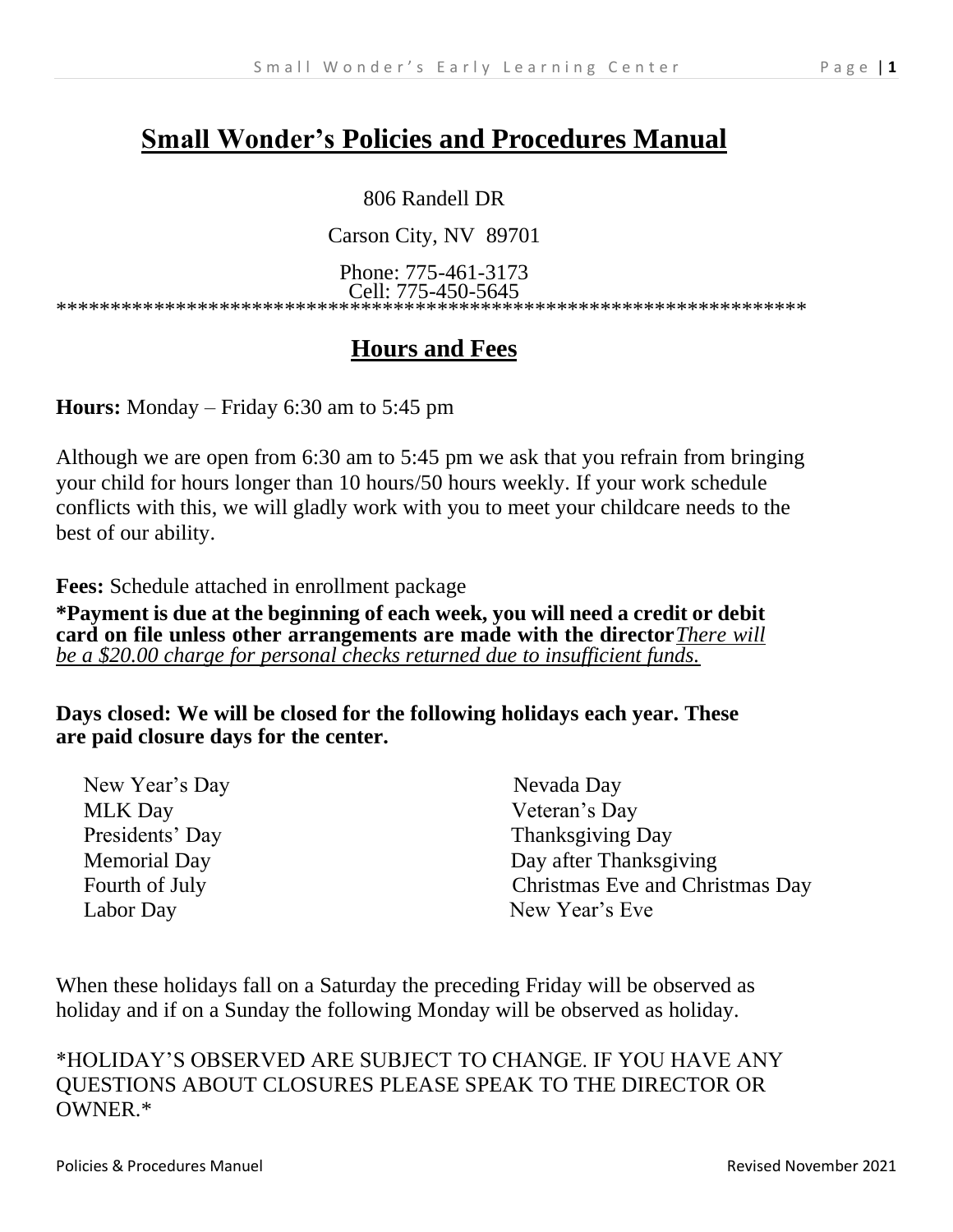# Small Wonder's Policies and Procedures Manual

806 Randell DR

Carson City, NV 89701

Phone: 775-461-3173
Cell: 775-450-5645

**********************************************************************

## Hours and Fees

**Hours:** Monday – Friday 6:30 am to 5:45 pm

Although we are open from 6:30 am to 5:45 pm we ask that you refrain from bringing your child for hours longer than 10 hours/50 hours weekly. If your work schedule conflicts with this, we will gladly work with you to meet your childcare needs to the best of our ability.

**Fees:** Schedule attached in enrollment package

**\*Payment is due at the beginning of each week, you will need a credit or debit card on file unless other arrangements are made with the director** *There will be a $20.00 charge for personal checks returned due to insufficient funds.*

**Days closed: We will be closed for the following holidays each year. These are paid closure days for the center.**

- New Year's Day
- MLK Day
- Presidents' Day
- Memorial Day
- Fourth of July
- Labor Day
- Nevada Day
- Veteran's Day
- Thanksgiving Day
- Day after Thanksgiving
- Christmas Eve and Christmas Day
- New Year's Eve

When these holidays fall on a Saturday the preceding Friday will be observed as holiday and if on a Sunday the following Monday will be observed as holiday.

*HOLIDAY'S OBSERVED ARE SUBJECT TO CHANGE. IF YOU HAVE ANY QUESTIONS ABOUT CLOSURES PLEASE SPEAK TO THE DIRECTOR OR OWNER.*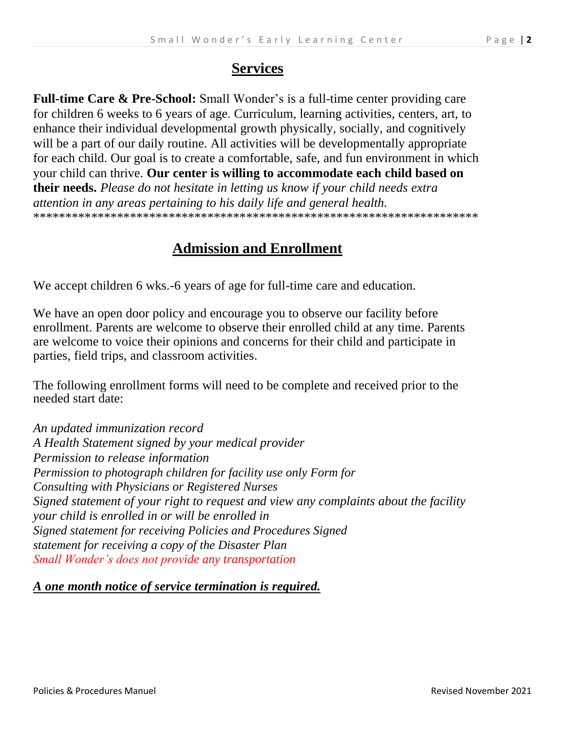## Services

**Full-time Care & Pre-School:** Small Wonder's is a full-time center providing care for children 6 weeks to 6 years of age. Curriculum, learning activities, centers, art, to enhance their individual developmental growth physically, socially, and cognitively will be a part of our daily routine. All activities will be developmentally appropriate for each child. Our goal is to create a comfortable, safe, and fun environment in which your child can thrive. **Our center is willing to accommodate each child based on their needs.** *Please do not hesitate in letting us know if your child needs extra attention in any areas pertaining to his daily life and general health.*

********************************************************************

## Admission and Enrollment

We accept children 6 wks.-6 years of age for full-time care and education.

We have an open door policy and encourage you to observe our facility before enrollment. Parents are welcome to observe their enrolled child at any time. Parents are welcome to voice their opinions and concerns for their child and participate in parties, field trips, and classroom activities.

The following enrollment forms will need to be complete and received prior to the needed start date:

*An updated immunization record*
*A Health Statement signed by your medical provider*
*Permission to release information*
*Permission to photograph children for facility use only Form for*
*Consulting with Physicians or Registered Nurses*
*Signed statement of your right to request and view any complaints about the facility your child is enrolled in or will be enrolled in*
*Signed statement for receiving Policies and Procedures Signed statement for receiving a copy of the Disaster Plan*
*Small Wonder's does not provide any transportation*

***A one month notice of service termination is required.***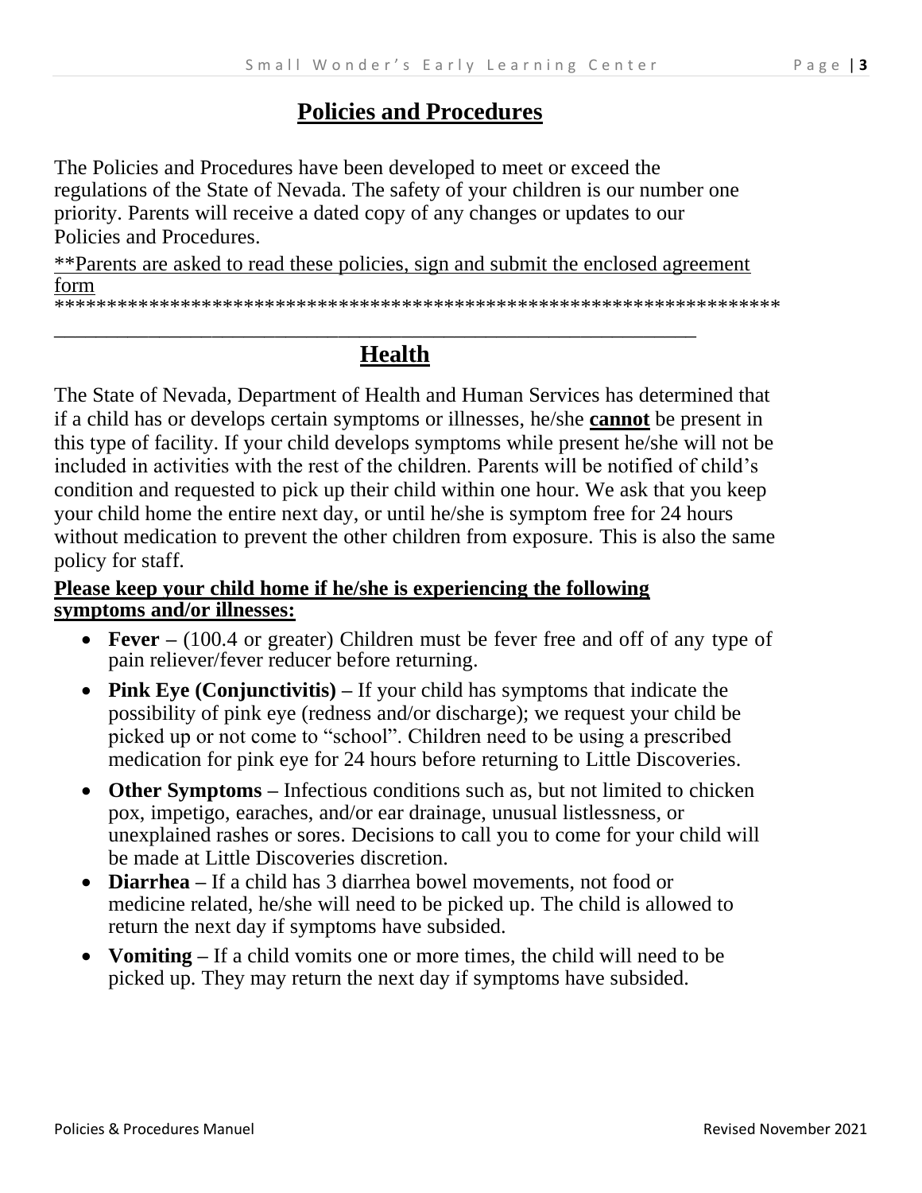## Policies and Procedures

The Policies and Procedures have been developed to meet or exceed the regulations of the State of Nevada. The safety of your children is our number one priority. Parents will receive a dated copy of any changes or updates to our Policies and Procedures.

<u>**Parents are asked to read these policies, sign and submit the enclosed agreement form</u>

***********************************************************************

## Health

The State of Nevada, Department of Health and Human Services has determined that if a child has or develops certain symptoms or illnesses, he/she **<u>cannot</u>** be present in this type of facility. If your child develops symptoms while present he/she will not be included in activities with the rest of the children. Parents will be notified of child's condition and requested to pick up their child within one hour. We ask that you keep your child home the entire next day, or until he/she is symptom free for 24 hours without medication to prevent the other children from exposure. This is also the same policy for staff.

**<u>Please keep your child home if he/she is experiencing the following symptoms and/or illnesses:</u>**

- **Fever –** (100.4 or greater) Children must be fever free and off of any type of pain reliever/fever reducer before returning.
- **Pink Eye (Conjunctivitis) –** If your child has symptoms that indicate the possibility of pink eye (redness and/or discharge); we request your child be picked up or not come to "school". Children need to be using a prescribed medication for pink eye for 24 hours before returning to Little Discoveries.
- **Other Symptoms –** Infectious conditions such as, but not limited to chicken pox, impetigo, earaches, and/or ear drainage, unusual listlessness, or unexplained rashes or sores. Decisions to call you to come for your child will be made at Little Discoveries discretion.
- **Diarrhea –** If a child has 3 diarrhea bowel movements, not food or medicine related, he/she will need to be picked up. The child is allowed to return the next day if symptoms have subsided.
- **Vomiting –** If a child vomits one or more times, the child will need to be picked up. They may return the next day if symptoms have subsided.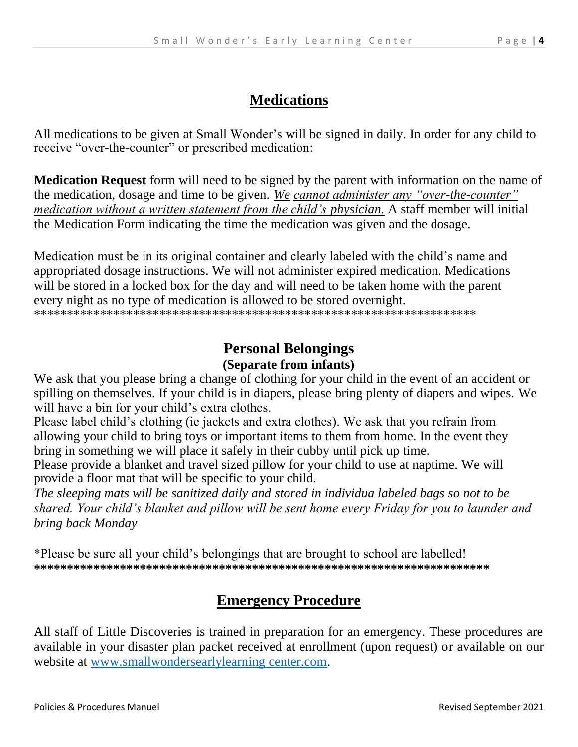## Medications

All medications to be given at Small Wonder's will be signed in daily. In order for any child to receive "over-the-counter" or prescribed medication:

**Medication Request** form will need to be signed by the parent with information on the name of the medication, dosage and time to be given. *We cannot administer any "over-the-counter" medication without a written statement from the child's physician.* A staff member will initial the Medication Form indicating the time the medication was given and the dosage.

Medication must be in its original container and clearly labeled with the child's name and appropriated dosage instructions. We will not administer expired medication. Medications will be stored in a locked box for the day and will need to be taken home with the parent every night as no type of medication is allowed to be stored overnight.

*******************************************************************

## Personal Belongings
### (Separate from infants)

We ask that you please bring a change of clothing for your child in the event of an accident or spilling on themselves. If your child is in diapers, please bring plenty of diapers and wipes. We will have a bin for your child's extra clothes.

Please label child's clothing (ie jackets and extra clothes). We ask that you refrain from allowing your child to bring toys or important items to them from home. In the event they bring in something we will place it safely in their cubby until pick up time.

Please provide a blanket and travel sized pillow for your child to use at naptime. We will provide a floor mat that will be specific to your child.

*The sleeping mats will be sanitized daily and stored in individua labeled bags so not to be shared. Your child's blanket and pillow will be sent home every Friday for you to launder and bring back Monday*

*Please be sure all your child's belongings that are brought to school are labelled!

**************************************************************************

## Emergency Procedure

All staff of Little Discoveries is trained in preparation for an emergency. These procedures are available in your disaster plan packet received at enrollment (upon request) or available on our website at www.smallwondersearlylearning center.com.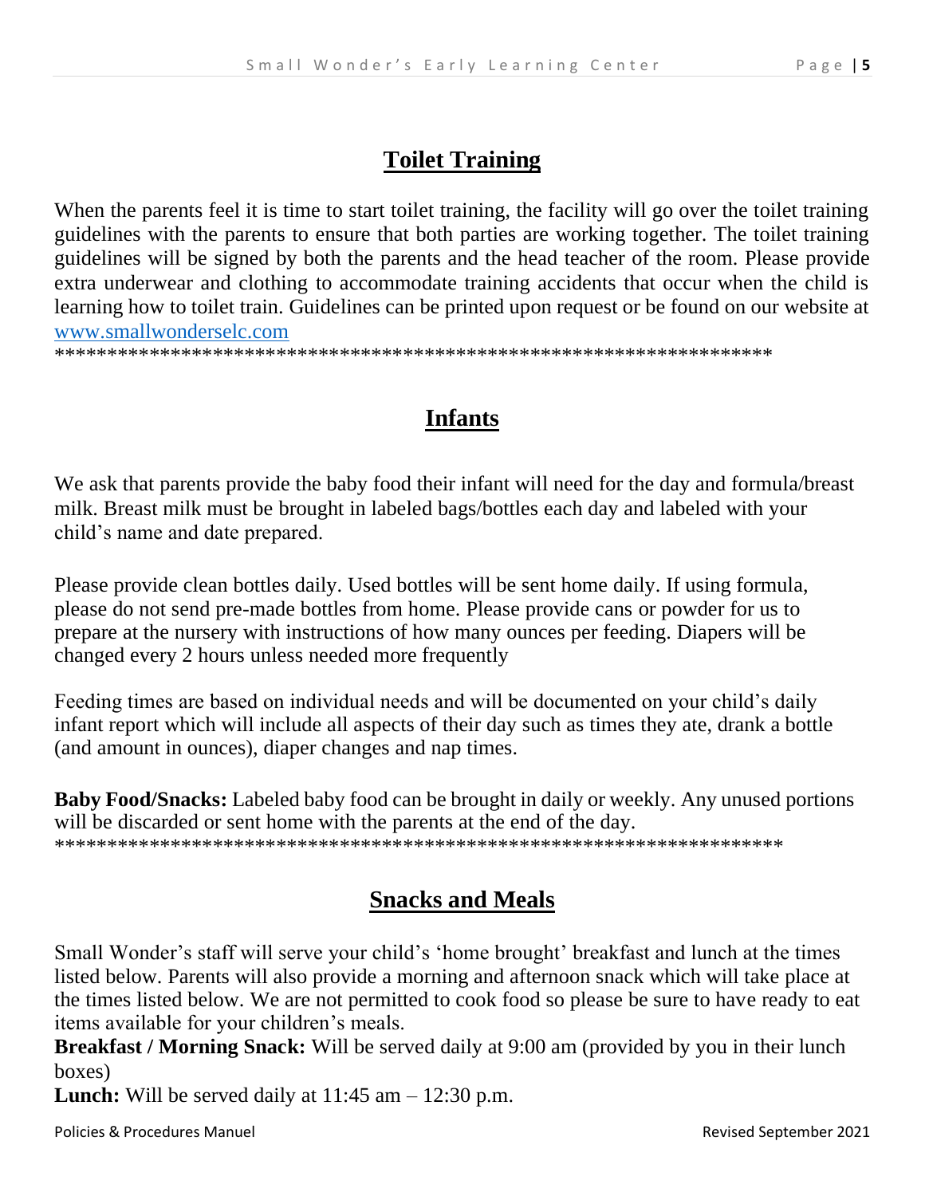## Toilet Training

When the parents feel it is time to start toilet training, the facility will go over the toilet training guidelines with the parents to ensure that both parties are working together. The toilet training guidelines will be signed by both the parents and the head teacher of the room. Please provide extra underwear and clothing to accommodate training accidents that occur when the child is learning how to toilet train. Guidelines can be printed upon request or be found on our website at [www.smallwonderselc.com](http://www.smallwonderselc.com)

*********************************************************************

## Infants

We ask that parents provide the baby food their infant will need for the day and formula/breast milk. Breast milk must be brought in labeled bags/bottles each day and labeled with your child's name and date prepared.

Please provide clean bottles daily. Used bottles will be sent home daily. If using formula, please do not send pre-made bottles from home. Please provide cans or powder for us to prepare at the nursery with instructions of how many ounces per feeding. Diapers will be changed every 2 hours unless needed more frequently

Feeding times are based on individual needs and will be documented on your child's daily infant report which will include all aspects of their day such as times they ate, drank a bottle (and amount in ounces), diaper changes and nap times.

**Baby Food/Snacks:** Labeled baby food can be brought in daily or weekly. Any unused portions will be discarded or sent home with the parents at the end of the day.

*********************************************************************

## Snacks and Meals

Small Wonder's staff will serve your child's 'home brought' breakfast and lunch at the times listed below. Parents will also provide a morning and afternoon snack which will take place at the times listed below. We are not permitted to cook food so please be sure to have ready to eat items available for your children's meals.

**Breakfast / Morning Snack:** Will be served daily at 9:00 am (provided by you in their lunch boxes)

**Lunch:** Will be served daily at 11:45 am – 12:30 p.m.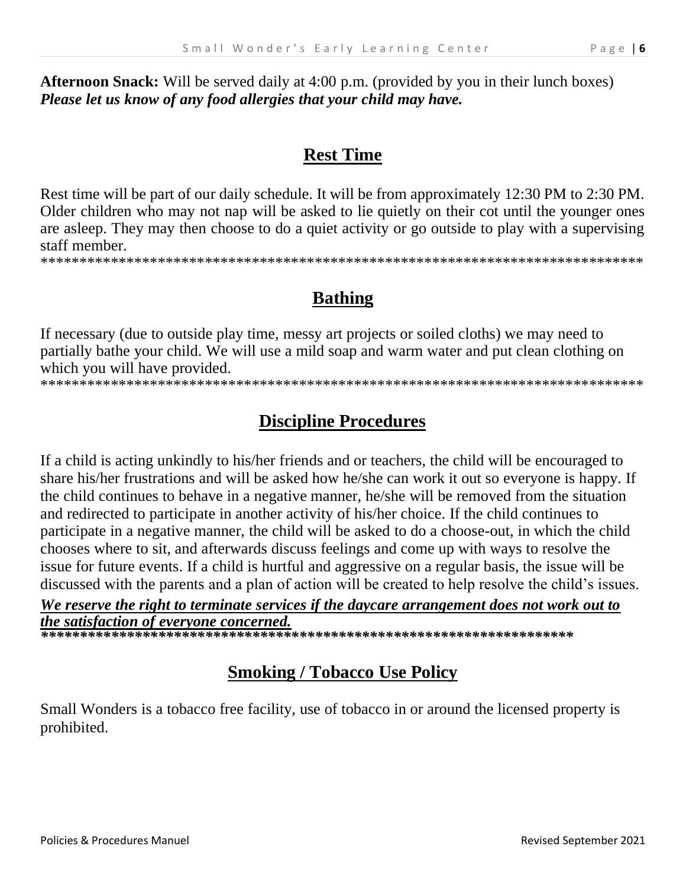**Afternoon Snack:** Will be served daily at 4:00 p.m. (provided by you in their lunch boxes)
***Please let us know of any food allergies that your child may have.***

## Rest Time

Rest time will be part of our daily schedule. It will be from approximately 12:30 PM to 2:30 PM. Older children who may not nap will be asked to lie quietly on their cot until the younger ones are asleep. They may then choose to do a quiet activity or go outside to play with a supervising staff member.

******************************************************************************

## Bathing

If necessary (due to outside play time, messy art projects or soiled cloths) we may need to partially bathe your child. We will use a mild soap and warm water and put clean clothing on which you will have provided.

******************************************************************************

## Discipline Procedures

If a child is acting unkindly to his/her friends and or teachers, the child will be encouraged to share his/her frustrations and will be asked how he/she can work it out so everyone is happy. If the child continues to behave in a negative manner, he/she will be removed from the situation and redirected to participate in another activity of his/her choice. If the child continues to participate in a negative manner, the child will be asked to do a choose-out, in which the child chooses where to sit, and afterwards discuss feelings and come up with ways to resolve the issue for future events. If a child is hurtful and aggressive on a regular basis, the issue will be discussed with the parents and a plan of action will be created to help resolve the child's issues.

***We reserve the right to terminate services if the daycare arrangement does not work out to the satisfaction of everyone concerned.***

*********************************************************************

## Smoking / Tobacco Use Policy

Small Wonders is a tobacco free facility, use of tobacco in or around the licensed property is prohibited.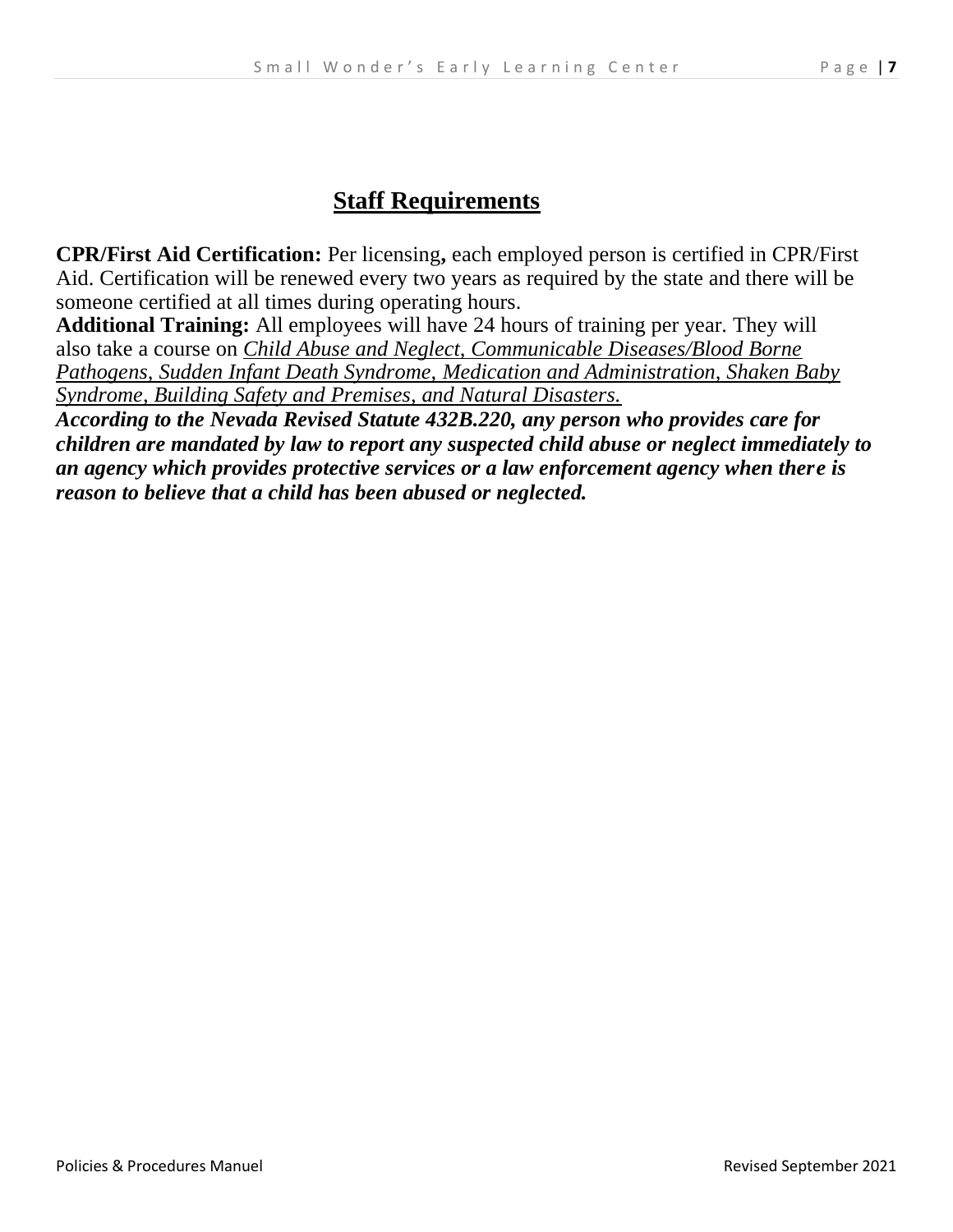# Staff Requirements

**CPR/First Aid Certification:** Per licensing**,** each employed person is certified in CPR/First Aid. Certification will be renewed every two years as required by the state and there will be someone certified at all times during operating hours.

**Additional Training:** All employees will have 24 hours of training per year. They will also take a course on *Child Abuse and Neglect, Communicable Diseases/Blood Borne Pathogens, Sudden Infant Death Syndrome, Medication and Administration, Shaken Baby Syndrome, Building Safety and Premises, and Natural Disasters.*

***According to the Nevada Revised Statute 432B.220, any person who provides care for children are mandated by law to report any suspected child abuse or neglect immediately to an agency which provides protective services or a law enforcement agency when there is reason to believe that a child has been abused or neglected.***